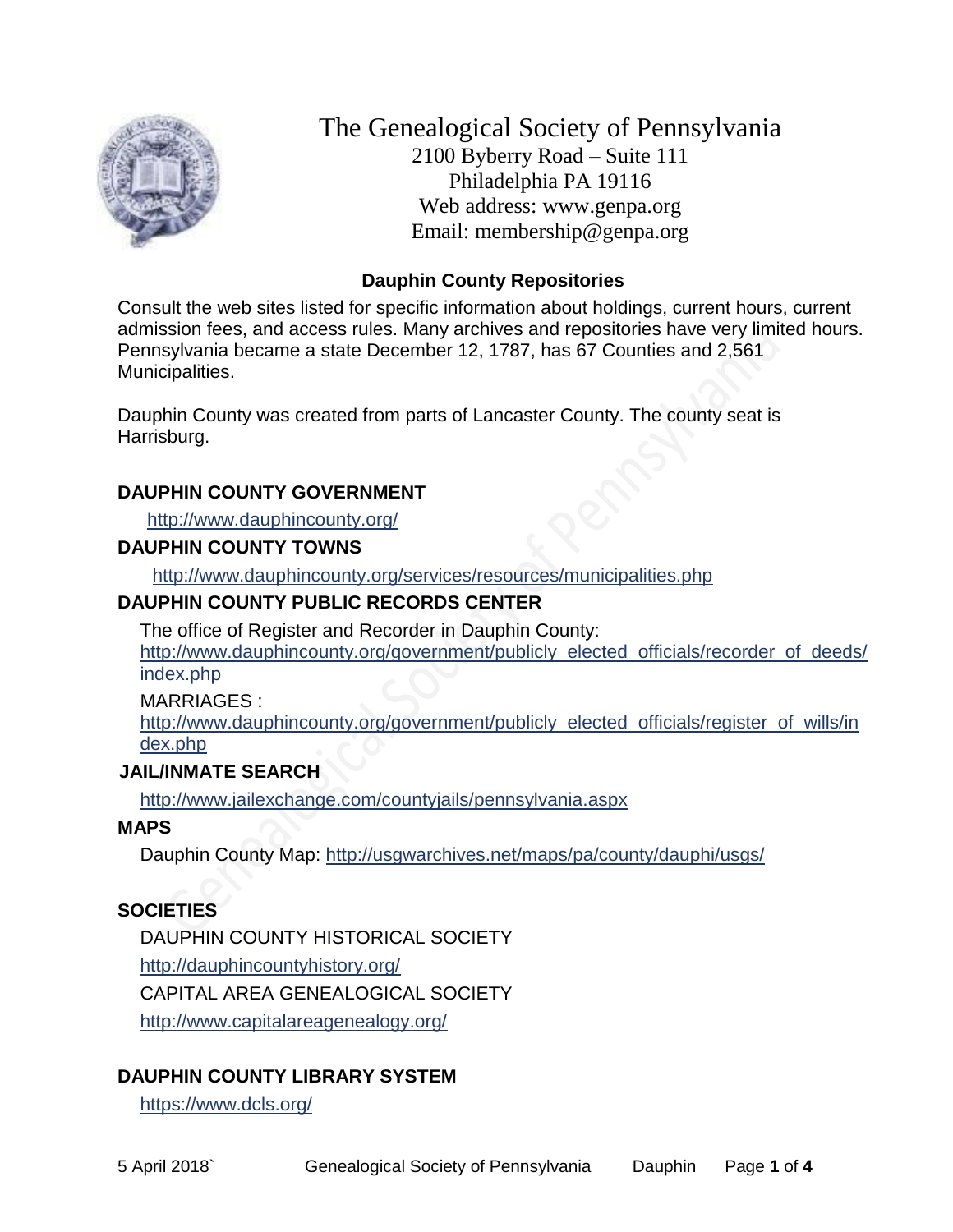# The Genealogical Society of Pennsylvania

2100 Byberry Road – Suite 111
Philadelphia PA 19116
Web address: www.genpa.org
Email: membership@genpa.org

## Dauphin County Repositories

Consult the web sites listed for specific information about holdings, current hours, current admission fees, and access rules. Many archives and repositories have very limited hours. Pennsylvania became a state December 12, 1787, has 67 Counties and 2,561 Municipalities.

Dauphin County was created from parts of Lancaster County. The county seat is Harrisburg.

### DAUPHIN COUNTY GOVERNMENT

http://www.dauphincounty.org/

### DAUPHIN COUNTY TOWNS

http://www.dauphincounty.org/services/resources/municipalities.php

### DAUPHIN COUNTY PUBLIC RECORDS CENTER

The office of Register and Recorder in Dauphin County:
http://www.dauphincounty.org/government/publicly_elected_officials/recorder_of_deeds/index.php

MARRIAGES :
http://www.dauphincounty.org/government/publicly_elected_officials/register_of_wills/index.php

### JAIL/INMATE SEARCH

http://www.jailexchange.com/countyjails/pennsylvania.aspx

### MAPS

Dauphin County Map: http://usgwarchives.net/maps/pa/county/dauphi/usgs/

### SOCIETIES

DAUPHIN COUNTY HISTORICAL SOCIETY

http://dauphincountyhistory.org/

CAPITAL AREA GENEALOGICAL SOCIETY

http://www.capitalareagenealogy.org/

### DAUPHIN COUNTY LIBRARY SYSTEM

https://www.dcls.org/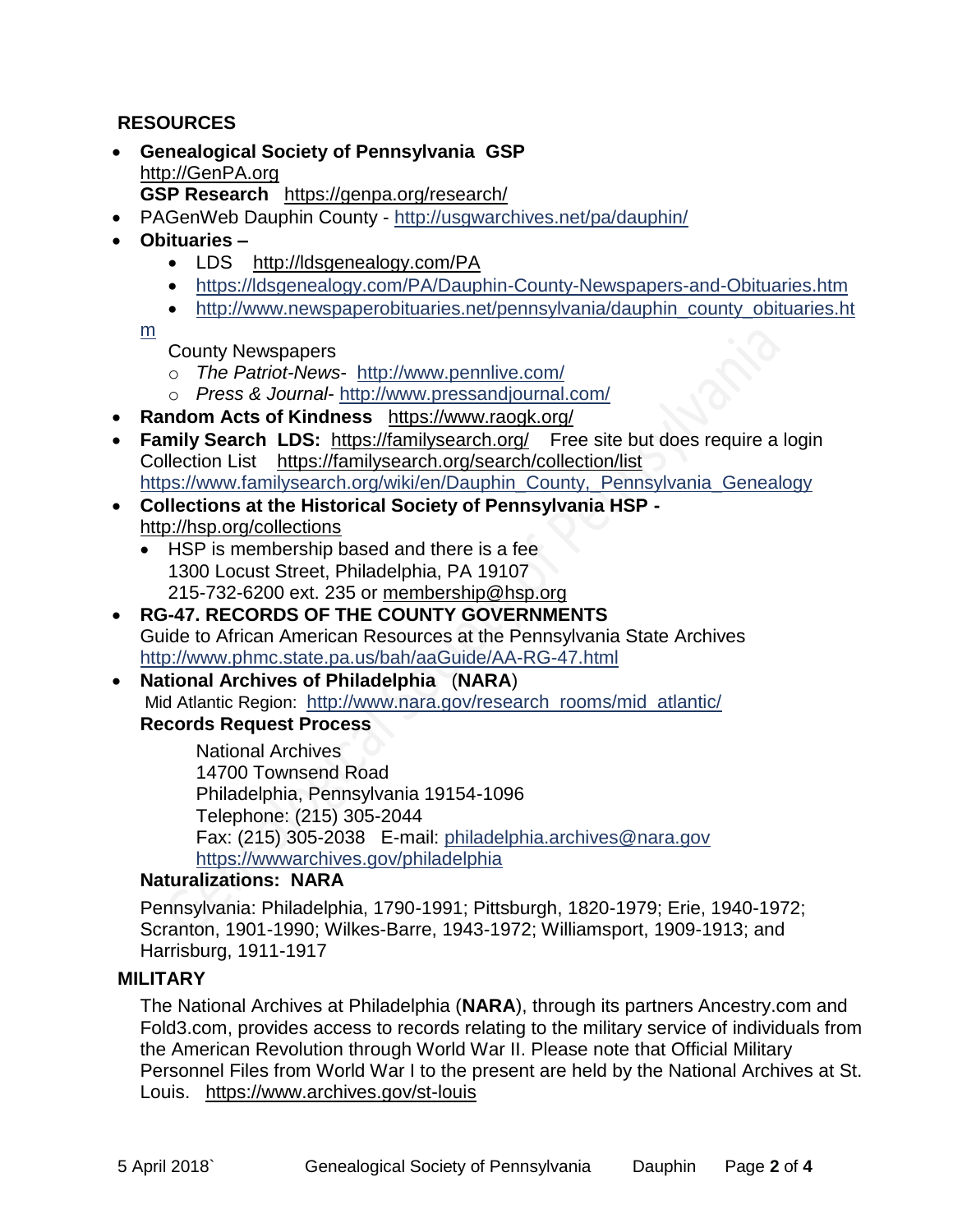## RESOURCES

- **Genealogical Society of Pennsylvania GSP** http://GenPA.org
  **GSP Research** https://genpa.org/research/
- PAGenWeb Dauphin County - http://usgwarchives.net/pa/dauphin/
- **Obituaries –**
  - LDS http://ldsgenealogy.com/PA
  - https://ldsgenealogy.com/PA/Dauphin-County-Newspapers-and-Obituaries.htm
  - http://www.newspaperobituaries.net/pennsylvania/dauphin_county_obituaries.htm

  County Newspapers
  - *The Patriot-News*- http://www.pennlive.com/
  - *Press & Journal*- http://www.pressandjournal.com/
- **Random Acts of Kindness** https://www.raogk.org/
- **Family Search LDS:** https://familysearch.org/ Free site but does require a login
  Collection List https://familysearch.org/search/collection/list
  https://www.familysearch.org/wiki/en/Dauphin_County,_Pennsylvania_Genealogy
- **Collections at the Historical Society of Pennsylvania HSP -** http://hsp.org/collections
  - HSP is membership based and there is a fee
    1300 Locust Street, Philadelphia, PA 19107
    215-732-6200 ext. 235 or membership@hsp.org
- **RG-47. RECORDS OF THE COUNTY GOVERNMENTS**
  Guide to African American Resources at the Pennsylvania State Archives
  http://www.phmc.state.pa.us/bah/aaGuide/AA-RG-47.html
- **National Archives of Philadelphia** (**NARA**)
  Mid Atlantic Region: http://www.nara.gov/research_rooms/mid_atlantic/
  **Records Request Process**

  National Archives
  14700 Townsend Road
  Philadelphia, Pennsylvania 19154-1096
  Telephone: (215) 305-2044
  Fax: (215) 305-2038 E-mail: philadelphia.archives@nara.gov
  https://wwwarchives.gov/philadelphia

  **Naturalizations: NARA**

  Pennsylvania: Philadelphia, 1790-1991; Pittsburgh, 1820-1979; Erie, 1940-1972; Scranton, 1901-1990; Wilkes-Barre, 1943-1972; Williamsport, 1909-1913; and Harrisburg, 1911-1917

## MILITARY

The National Archives at Philadelphia (**NARA**), through its partners Ancestry.com and Fold3.com, provides access to records relating to the military service of individuals from the American Revolution through World War II. Please note that Official Military Personnel Files from World War I to the present are held by the National Archives at St. Louis. https://www.archives.gov/st-louis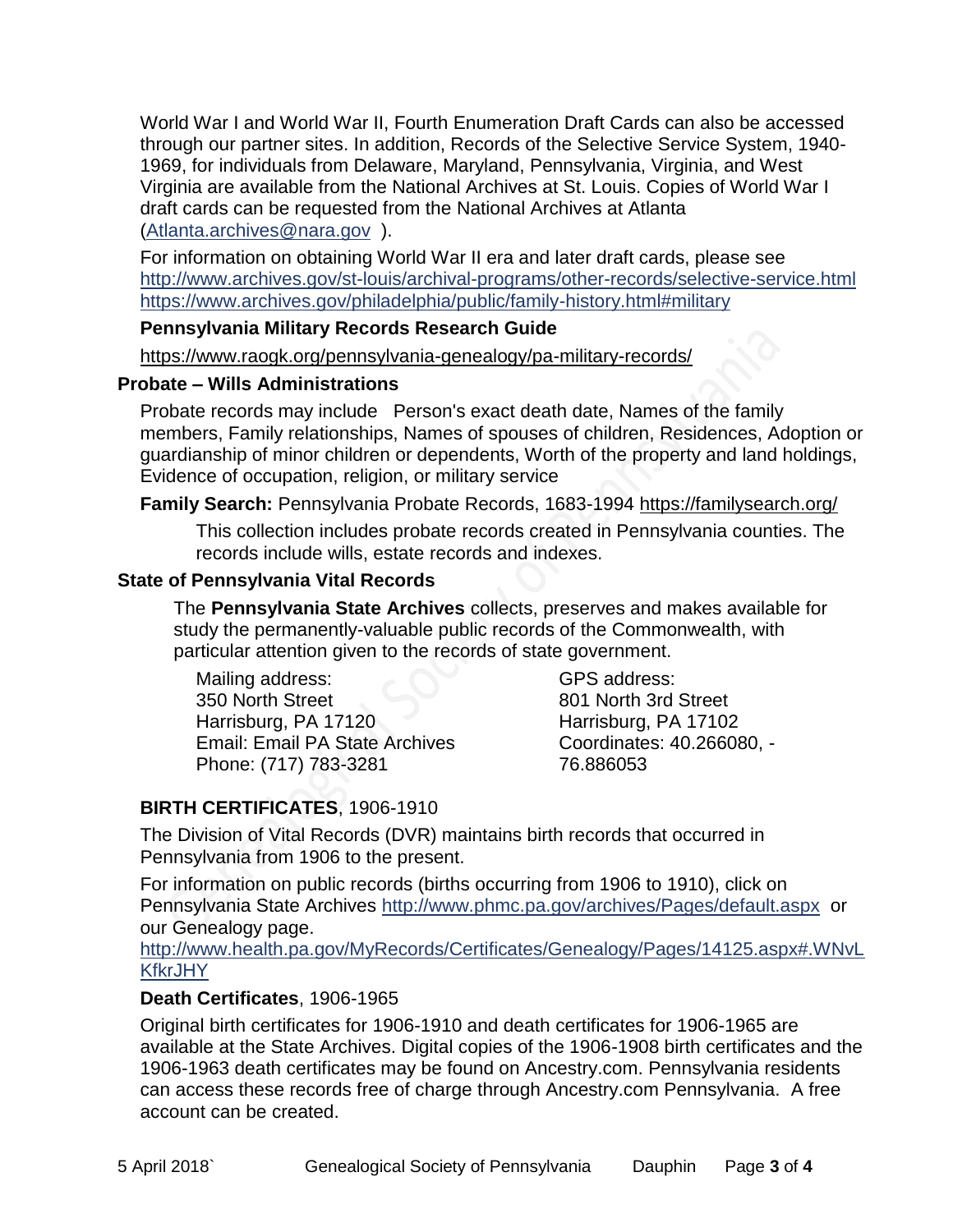World War I and World War II, Fourth Enumeration Draft Cards can also be accessed through our partner sites. In addition, Records of the Selective Service System, 1940-1969, for individuals from Delaware, Maryland, Pennsylvania, Virginia, and West Virginia are available from the National Archives at St. Louis. Copies of World War I draft cards can be requested from the National Archives at Atlanta (Atlanta.archives@nara.gov ).

For information on obtaining World War II era and later draft cards, please see http://www.archives.gov/st-louis/archival-programs/other-records/selective-service.html https://www.archives.gov/philadelphia/public/family-history.html#military

**Pennsylvania Military Records Research Guide**

https://www.raogk.org/pennsylvania-genealogy/pa-military-records/

### Probate – Wills Administrations

Probate records may include Person's exact death date, Names of the family members, Family relationships, Names of spouses of children, Residences, Adoption or guardianship of minor children or dependents, Worth of the property and land holdings, Evidence of occupation, religion, or military service

**Family Search:** Pennsylvania Probate Records, 1683-1994 https://familysearch.org/

This collection includes probate records created in Pennsylvania counties. The records include wills, estate records and indexes.

### State of Pennsylvania Vital Records

The **Pennsylvania State Archives** collects, preserves and makes available for study the permanently-valuable public records of the Commonwealth, with particular attention given to the records of state government.

Mailing address:
350 North Street
Harrisburg, PA 17120
Email: Email PA State Archives
Phone: (717) 783-3281

GPS address:
801 North 3rd Street
Harrisburg, PA 17102
Coordinates: 40.266080, -76.886053

**BIRTH CERTIFICATES**, 1906-1910

The Division of Vital Records (DVR) maintains birth records that occurred in Pennsylvania from 1906 to the present.

For information on public records (births occurring from 1906 to 1910), click on Pennsylvania State Archives http://www.phmc.pa.gov/archives/Pages/default.aspx or our Genealogy page.
http://www.health.pa.gov/MyRecords/Certificates/Genealogy/Pages/14125.aspx#.WNvLKfkrJHY

**Death Certificates**, 1906-1965

Original birth certificates for 1906-1910 and death certificates for 1906-1965 are available at the State Archives. Digital copies of the 1906-1908 birth certificates and the 1906-1963 death certificates may be found on Ancestry.com. Pennsylvania residents can access these records free of charge through Ancestry.com Pennsylvania. A free account can be created.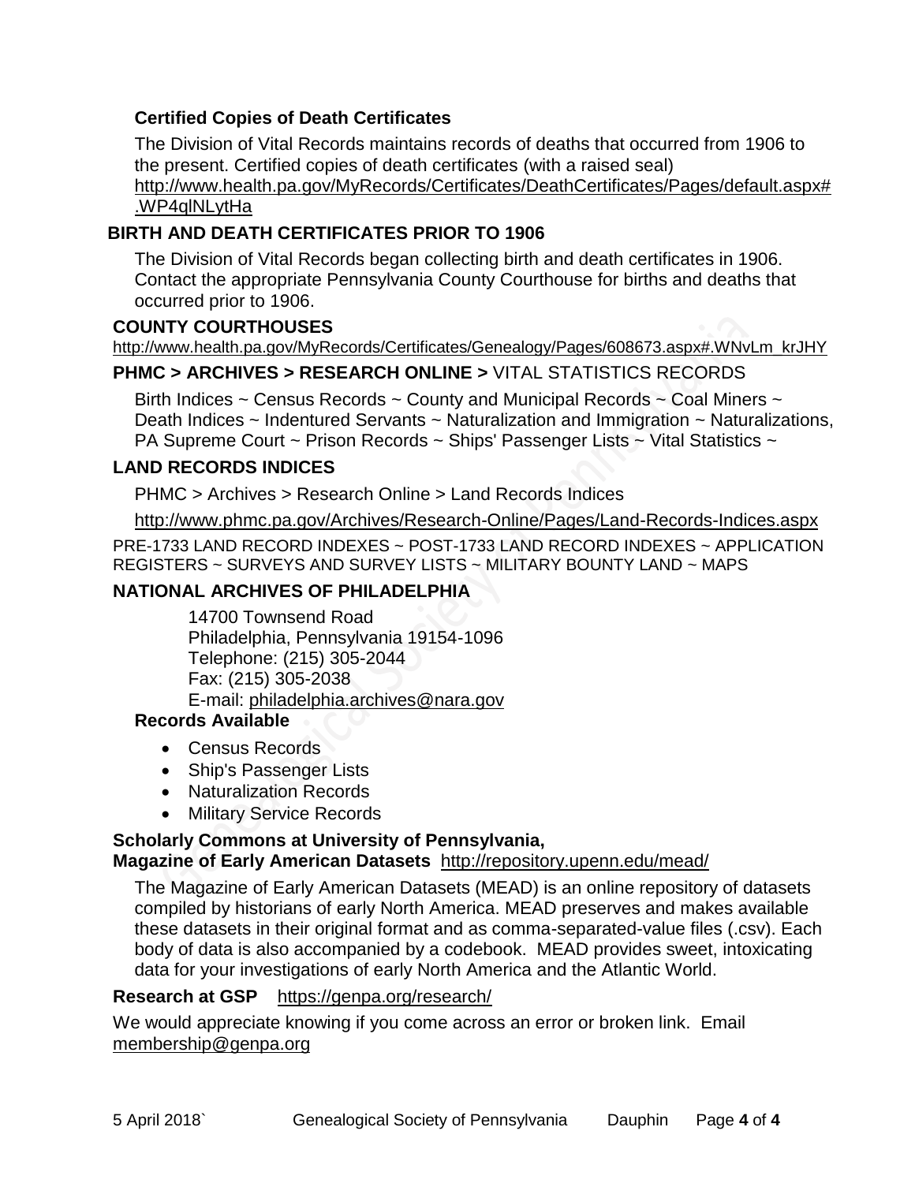### Certified Copies of Death Certificates

The Division of Vital Records maintains records of deaths that occurred from 1906 to the present. Certified copies of death certificates (with a raised seal) http://www.health.pa.gov/MyRecords/Certificates/DeathCertificates/Pages/default.aspx#.WP4qlNLytHa

### BIRTH AND DEATH CERTIFICATES PRIOR TO 1906

The Division of Vital Records began collecting birth and death certificates in 1906. Contact the appropriate Pennsylvania County Courthouse for births and deaths that occurred prior to 1906.

### COUNTY COURTHOUSES

http://www.health.pa.gov/MyRecords/Certificates/Genealogy/Pages/608673.aspx#.WNvLm_krJHY

### PHMC > ARCHIVES > RESEARCH ONLINE > VITAL STATISTICS RECORDS

Birth Indices ~ Census Records ~ County and Municipal Records ~ Coal Miners ~ Death Indices ~ Indentured Servants ~ Naturalization and Immigration ~ Naturalizations, PA Supreme Court ~ Prison Records ~ Ships' Passenger Lists ~ Vital Statistics ~

### LAND RECORDS INDICES

PHMC > Archives > Research Online > Land Records Indices

http://www.phmc.pa.gov/Archives/Research-Online/Pages/Land-Records-Indices.aspx

PRE-1733 LAND RECORD INDEXES ~ POST-1733 LAND RECORD INDEXES ~ APPLICATION REGISTERS ~ SURVEYS AND SURVEY LISTS ~ MILITARY BOUNTY LAND ~ MAPS

### NATIONAL ARCHIVES OF PHILADELPHIA

14700 Townsend Road
Philadelphia, Pennsylvania 19154-1096
Telephone: (215) 305-2044
Fax: (215) 305-2038
E-mail: philadelphia.archives@nara.gov

**Records Available**

- Census Records
- Ship's Passenger Lists
- Naturalization Records
- Military Service Records

### Scholarly Commons at University of Pennsylvania, Magazine of Early American Datasets http://repository.upenn.edu/mead/

The Magazine of Early American Datasets (MEAD) is an online repository of datasets compiled by historians of early North America. MEAD preserves and makes available these datasets in their original format and as comma-separated-value files (.csv). Each body of data is also accompanied by a codebook. MEAD provides sweet, intoxicating data for your investigations of early North America and the Atlantic World.

### Research at GSP https://genpa.org/research/

We would appreciate knowing if you come across an error or broken link. Email membership@genpa.org